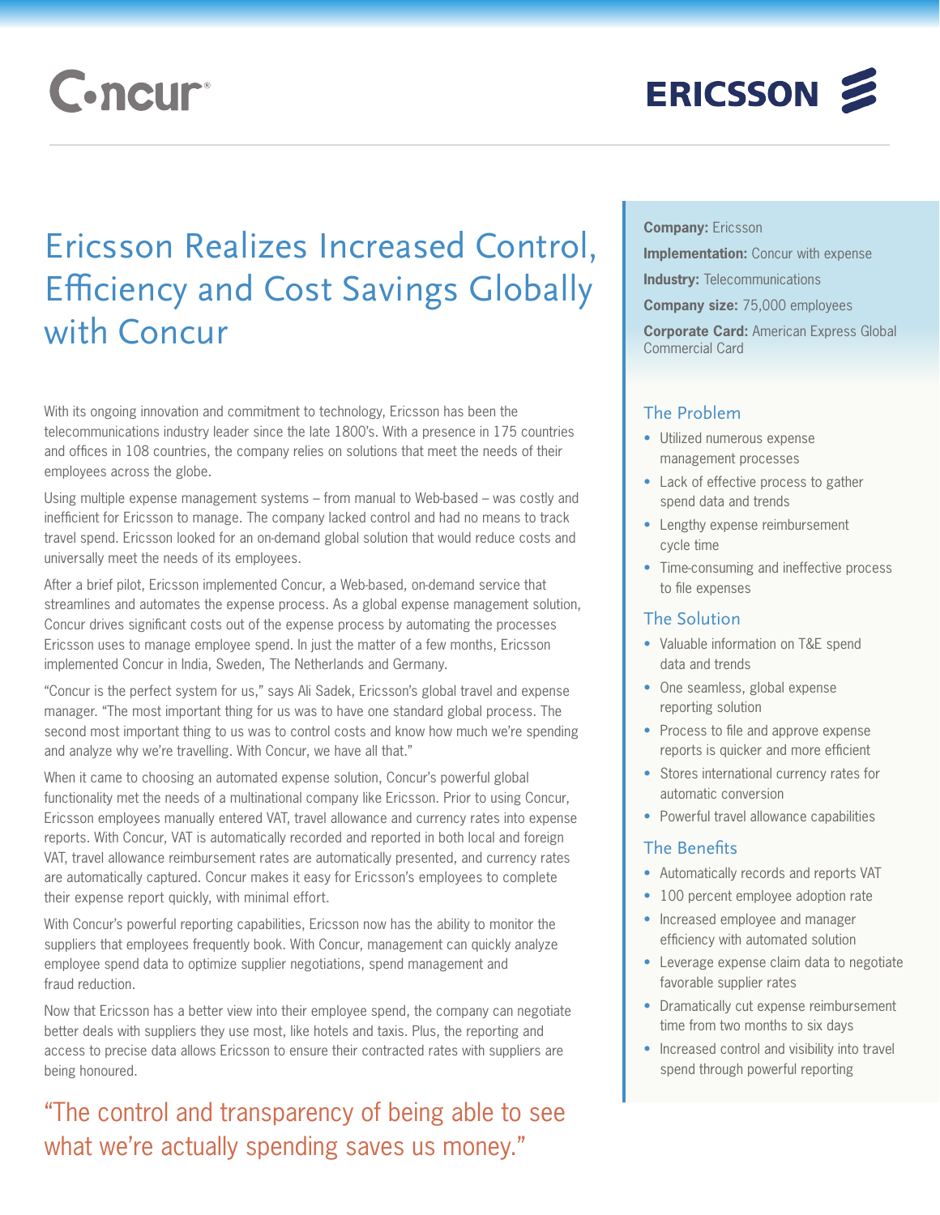Concur

ERICSSON

# Ericsson Realizes Increased Control, Efficiency and Cost Savings Globally with Concur

With its ongoing innovation and commitment to technology, Ericsson has been the telecommunications industry leader since the late 1800's. With a presence in 175 countries and offices in 108 countries, the company relies on solutions that meet the needs of their employees across the globe.

Using multiple expense management systems – from manual to Web-based – was costly and inefficient for Ericsson to manage. The company lacked control and had no means to track travel spend. Ericsson looked for an on-demand global solution that would reduce costs and universally meet the needs of its employees.

After a brief pilot, Ericsson implemented Concur, a Web-based, on-demand service that streamlines and automates the expense process. As a global expense management solution, Concur drives significant costs out of the expense process by automating the processes Ericsson uses to manage employee spend. In just the matter of a few months, Ericsson implemented Concur in India, Sweden, The Netherlands and Germany.

"Concur is the perfect system for us," says Ali Sadek, Ericsson's global travel and expense manager. "The most important thing for us was to have one standard global process. The second most important thing to us was to control costs and know how much we're spending and analyze why we're travelling. With Concur, we have all that."

When it came to choosing an automated expense solution, Concur's powerful global functionality met the needs of a multinational company like Ericsson. Prior to using Concur, Ericsson employees manually entered VAT, travel allowance and currency rates into expense reports. With Concur, VAT is automatically recorded and reported in both local and foreign VAT, travel allowance reimbursement rates are automatically presented, and currency rates are automatically captured. Concur makes it easy for Ericsson's employees to complete their expense report quickly, with minimal effort.

With Concur's powerful reporting capabilities, Ericsson now has the ability to monitor the suppliers that employees frequently book. With Concur, management can quickly analyze employee spend data to optimize supplier negotiations, spend management and fraud reduction.

Now that Ericsson has a better view into their employee spend, the company can negotiate better deals with suppliers they use most, like hotels and taxis. Plus, the reporting and access to precise data allows Ericsson to ensure their contracted rates with suppliers are being honoured.

> "The control and transparency of being able to see what we're actually spending saves us money."

**Company:** Ericsson

**Implementation:** Concur with expense

**Industry:** Telecommunications

**Company size:** 75,000 employees

**Corporate Card:** American Express Global Commercial Card

## The Problem

- Utilized numerous expense management processes
- Lack of effective process to gather spend data and trends
- Lengthy expense reimbursement cycle time
- Time-consuming and ineffective process to file expenses

## The Solution

- Valuable information on T&E spend data and trends
- One seamless, global expense reporting solution
- Process to file and approve expense reports is quicker and more efficient
- Stores international currency rates for automatic conversion
- Powerful travel allowance capabilities

## The Benefits

- Automatically records and reports VAT
- 100 percent employee adoption rate
- Increased employee and manager efficiency with automated solution
- Leverage expense claim data to negotiate favorable supplier rates
- Dramatically cut expense reimbursement time from two months to six days
- Increased control and visibility into travel spend through powerful reporting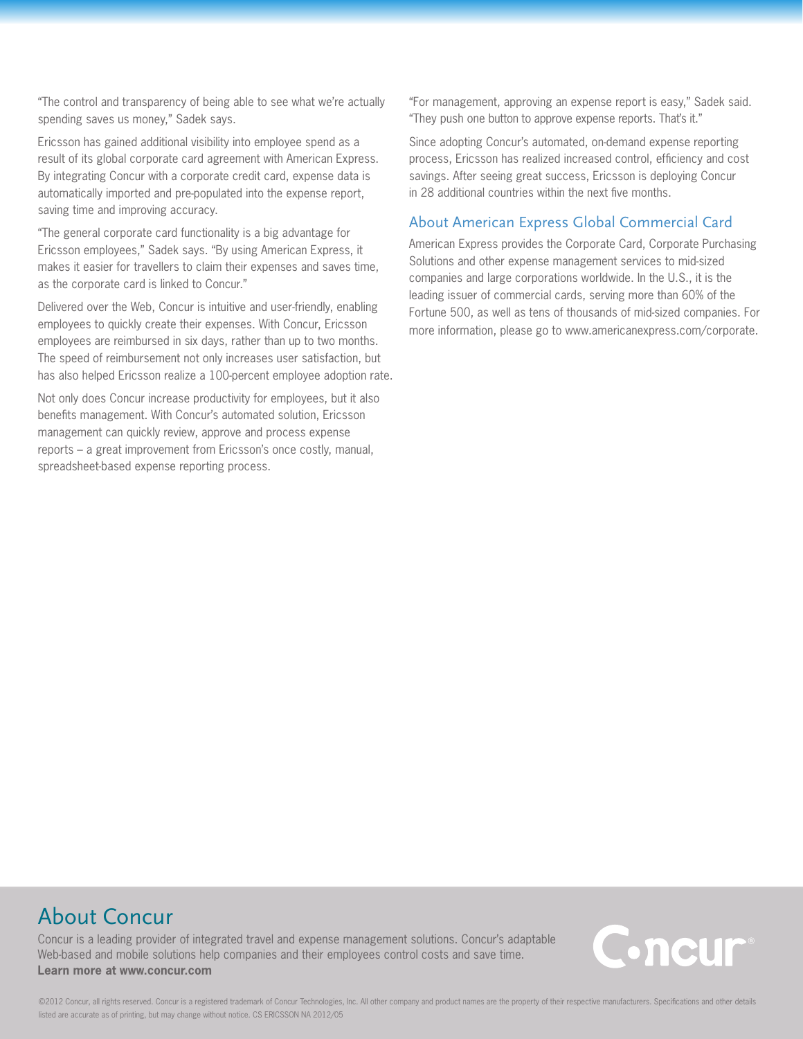"The control and transparency of being able to see what we're actually spending saves us money," Sadek says.

Ericsson has gained additional visibility into employee spend as a result of its global corporate card agreement with American Express. By integrating Concur with a corporate credit card, expense data is automatically imported and pre-populated into the expense report, saving time and improving accuracy.

"The general corporate card functionality is a big advantage for Ericsson employees," Sadek says. "By using American Express, it makes it easier for travellers to claim their expenses and saves time, as the corporate card is linked to Concur."

Delivered over the Web, Concur is intuitive and user-friendly, enabling employees to quickly create their expenses. With Concur, Ericsson employees are reimbursed in six days, rather than up to two months. The speed of reimbursement not only increases user satisfaction, but has also helped Ericsson realize a 100-percent employee adoption rate.

Not only does Concur increase productivity for employees, but it also benefits management. With Concur's automated solution, Ericsson management can quickly review, approve and process expense reports – a great improvement from Ericsson's once costly, manual, spreadsheet-based expense reporting process.

"For management, approving an expense report is easy," Sadek said. "They push one button to approve expense reports. That's it."

Since adopting Concur's automated, on-demand expense reporting process, Ericsson has realized increased control, efficiency and cost savings. After seeing great success, Ericsson is deploying Concur in 28 additional countries within the next five months.

## About American Express Global Commercial Card

American Express provides the Corporate Card, Corporate Purchasing Solutions and other expense management services to mid-sized companies and large corporations worldwide. In the U.S., it is the leading issuer of commercial cards, serving more than 60% of the Fortune 500, as well as tens of thousands of mid-sized companies. For more information, please go to www.americanexpress.com/corporate.

## About Concur

Concur is a leading provider of integrated travel and expense management solutions. Concur's adaptable Web-based and mobile solutions help companies and their employees control costs and save time.
**Learn more at www.concur.com**

©2012 Concur, all rights reserved. Concur is a registered trademark of Concur Technologies, Inc. All other company and product names are the property of their respective manufacturers. Specifications and other details listed are accurate as of printing, but may change without notice. CS ERICSSON NA 2012/05